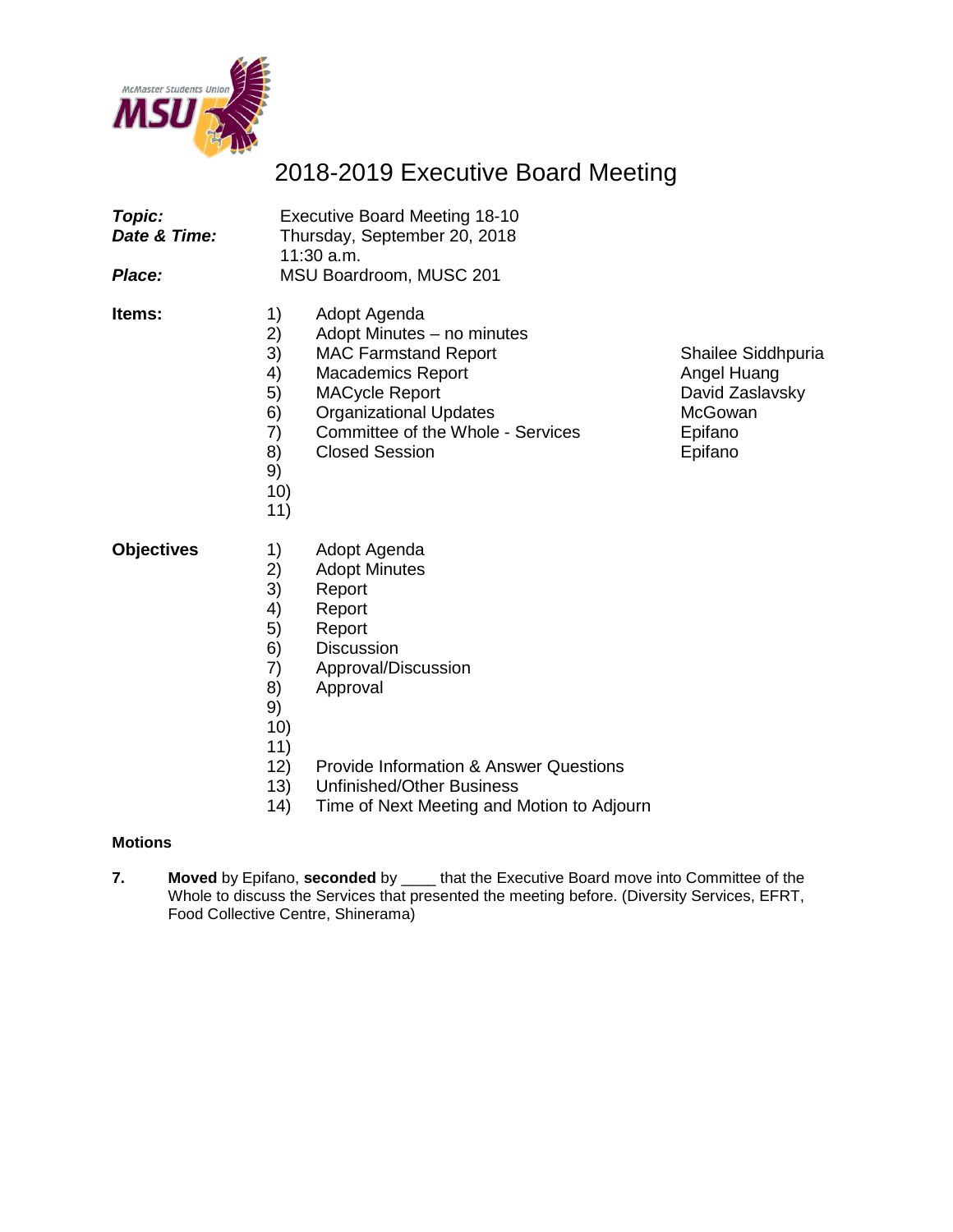# 2018-2019 Executive Board Meeting

| | |
|---|---|
| ***Topic:*** | Executive Board Meeting 18-10 |
| ***Date & Time:*** | Thursday, September 20, 2018<br>11:30 a.m. |
| ***Place:*** | MSU Boardroom, MUSC 201 |

**Items:**

| # | Item | Presenter |
|---|---|---|
| 1) | Adopt Agenda | |
| 2) | Adopt Minutes – no minutes | |
| 3) | MAC Farmstand Report | Shailee Siddhpuria |
| 4) | Macademics Report | Angel Huang |
| 5) | MACycle Report | David Zaslavsky |
| 6) | Organizational Updates | McGowan |
| 7) | Committee of the Whole - Services | Epifano |
| 8) | Closed Session | Epifano |
| 9) | | |
| 10) | | |
| 11) | | |

**Objectives**

1) Adopt Agenda
2) Adopt Minutes
3) Report
4) Report
5) Report
6) Discussion
7) Approval/Discussion
8) Approval
9)
10)
11)
12) Provide Information & Answer Questions
13) Unfinished/Other Business
14) Time of Next Meeting and Motion to Adjourn

**Motions**

**7.** **Moved** by Epifano, **seconded** by ____ that the Executive Board move into Committee of the Whole to discuss the Services that presented the meeting before. (Diversity Services, EFRT, Food Collective Centre, Shinerama)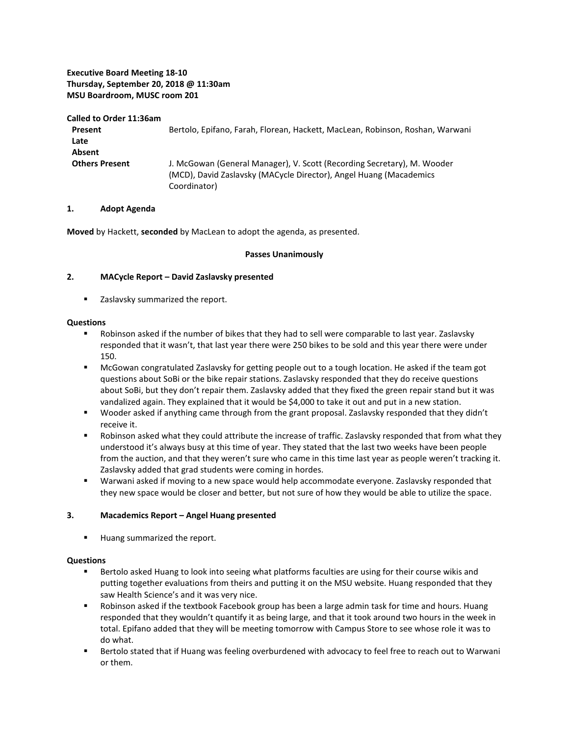**Executive Board Meeting 18-10**
**Thursday, September 20, 2018 @ 11:30am**
**MSU Boardroom, MUSC room 201**

**Called to Order 11:36am**

| | |
|---|---|
| **Present** | Bertolo, Epifano, Farah, Florean, Hackett, MacLean, Robinson, Roshan, Warwani |
| **Late** | |
| **Absent** | |
| **Others Present** | J. McGowan (General Manager), V. Scott (Recording Secretary), M. Wooder (MCD), David Zaslavsky (MACycle Director), Angel Huang (Macademics Coordinator) |

**1. Adopt Agenda**

**Moved** by Hackett, **seconded** by MacLean to adopt the agenda, as presented.

**Passes Unanimously**

**2. MACycle Report – David Zaslavsky presented**

- Zaslavsky summarized the report.

**Questions**

- Robinson asked if the number of bikes that they had to sell were comparable to last year. Zaslavsky responded that it wasn't, that last year there were 250 bikes to be sold and this year there were under 150.
- McGowan congratulated Zaslavsky for getting people out to a tough location. He asked if the team got questions about SoBi or the bike repair stations. Zaslavsky responded that they do receive questions about SoBi, but they don't repair them. Zaslavsky added that they fixed the green repair stand but it was vandalized again. They explained that it would be $4,000 to take it out and put in a new station.
- Wooder asked if anything came through from the grant proposal. Zaslavsky responded that they didn't receive it.
- Robinson asked what they could attribute the increase of traffic. Zaslavsky responded that from what they understood it's always busy at this time of year. They stated that the last two weeks have been people from the auction, and that they weren't sure who came in this time last year as people weren't tracking it. Zaslavsky added that grad students were coming in hordes.
- Warwani asked if moving to a new space would help accommodate everyone. Zaslavsky responded that they new space would be closer and better, but not sure of how they would be able to utilize the space.

**3. Macademics Report – Angel Huang presented**

- Huang summarized the report.

**Questions**

- Bertolo asked Huang to look into seeing what platforms faculties are using for their course wikis and putting together evaluations from theirs and putting it on the MSU website. Huang responded that they saw Health Science's and it was very nice.
- Robinson asked if the textbook Facebook group has been a large admin task for time and hours. Huang responded that they wouldn't quantify it as being large, and that it took around two hours in the week in total. Epifano added that they will be meeting tomorrow with Campus Store to see whose role it was to do what.
- Bertolo stated that if Huang was feeling overburdened with advocacy to feel free to reach out to Warwani or them.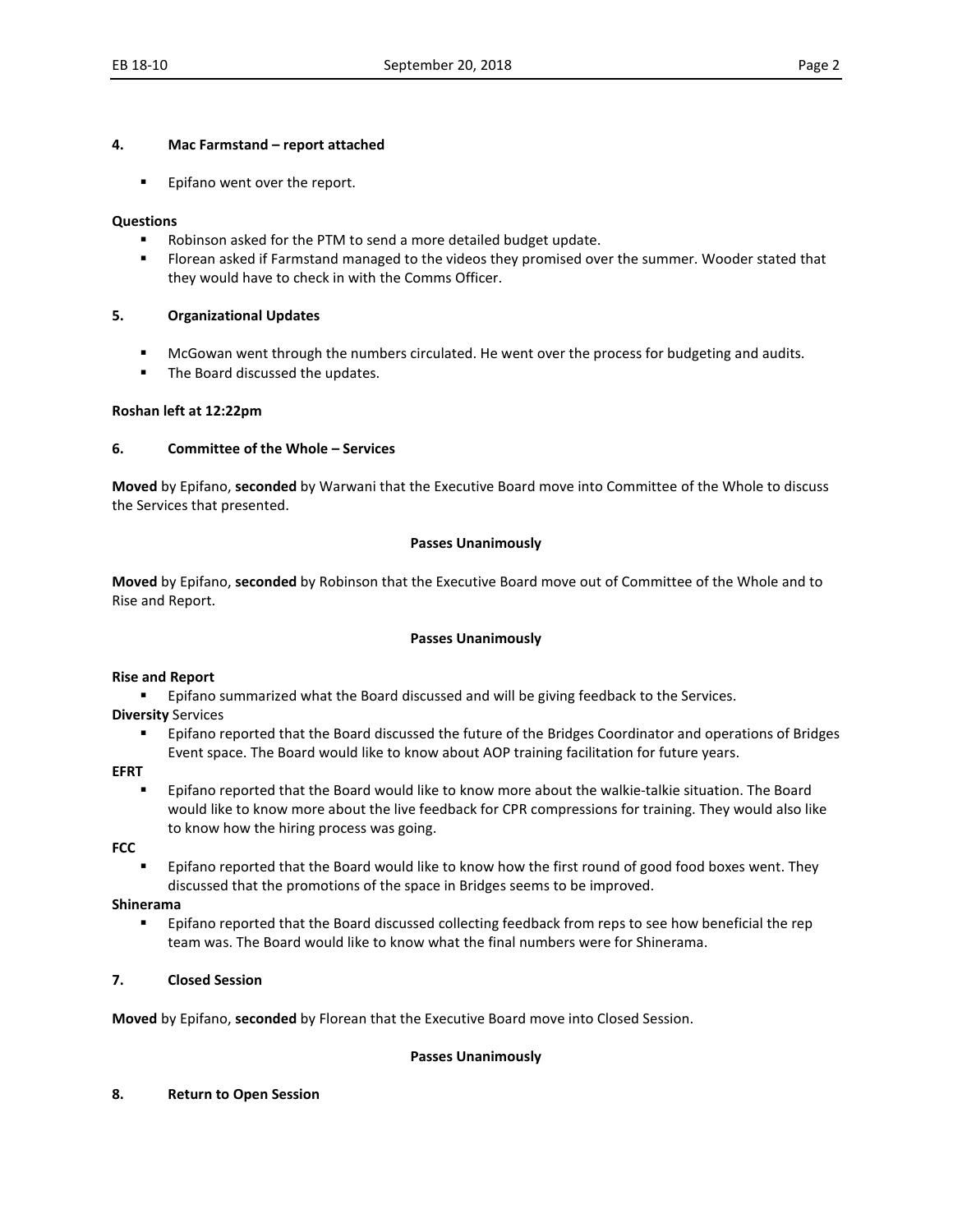### 4. Mac Farmstand – report attached

- Epifano went over the report.

**Questions**

- Robinson asked for the PTM to send a more detailed budget update.
- Florean asked if Farmstand managed to the videos they promised over the summer. Wooder stated that they would have to check in with the Comms Officer.

### 5. Organizational Updates

- McGowan went through the numbers circulated. He went over the process for budgeting and audits.
- The Board discussed the updates.

**Roshan left at 12:22pm**

### 6. Committee of the Whole – Services

**Moved** by Epifano, **seconded** by Warwani that the Executive Board move into Committee of the Whole to discuss the Services that presented.

**Passes Unanimously**

**Moved** by Epifano, **seconded** by Robinson that the Executive Board move out of Committee of the Whole and to Rise and Report.

**Passes Unanimously**

**Rise and Report**

- Epifano summarized what the Board discussed and will be giving feedback to the Services.

**Diversity** Services

- Epifano reported that the Board discussed the future of the Bridges Coordinator and operations of Bridges Event space. The Board would like to know about AOP training facilitation for future years.

**EFRT**

- Epifano reported that the Board would like to know more about the walkie-talkie situation. The Board would like to know more about the live feedback for CPR compressions for training. They would also like to know how the hiring process was going.

**FCC**

- Epifano reported that the Board would like to know how the first round of good food boxes went. They discussed that the promotions of the space in Bridges seems to be improved.

**Shinerama**

- Epifano reported that the Board discussed collecting feedback from reps to see how beneficial the rep team was. The Board would like to know what the final numbers were for Shinerama.

### 7. Closed Session

**Moved** by Epifano, **seconded** by Florean that the Executive Board move into Closed Session.

**Passes Unanimously**

### 8. Return to Open Session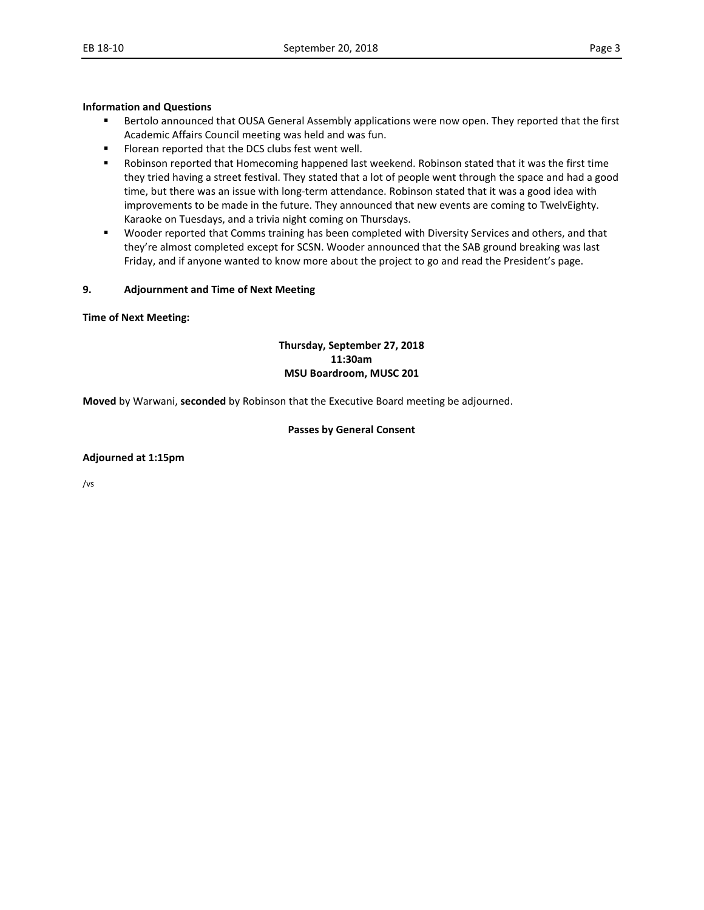**Information and Questions**

- Bertolo announced that OUSA General Assembly applications were now open. They reported that the first Academic Affairs Council meeting was held and was fun.
- Florean reported that the DCS clubs fest went well.
- Robinson reported that Homecoming happened last weekend. Robinson stated that it was the first time they tried having a street festival. They stated that a lot of people went through the space and had a good time, but there was an issue with long-term attendance. Robinson stated that it was a good idea with improvements to be made in the future. They announced that new events are coming to TwelvEighty. Karaoke on Tuesdays, and a trivia night coming on Thursdays.
- Wooder reported that Comms training has been completed with Diversity Services and others, and that they're almost completed except for SCSN. Wooder announced that the SAB ground breaking was last Friday, and if anyone wanted to know more about the project to go and read the President's page.

## 9. Adjournment and Time of Next Meeting

**Time of Next Meeting:**

**Thursday, September 27, 2018**
**11:30am**
**MSU Boardroom, MUSC 201**

**Moved** by Warwani, **seconded** by Robinson that the Executive Board meeting be adjourned.

**Passes by General Consent**

**Adjourned at 1:15pm**

/vs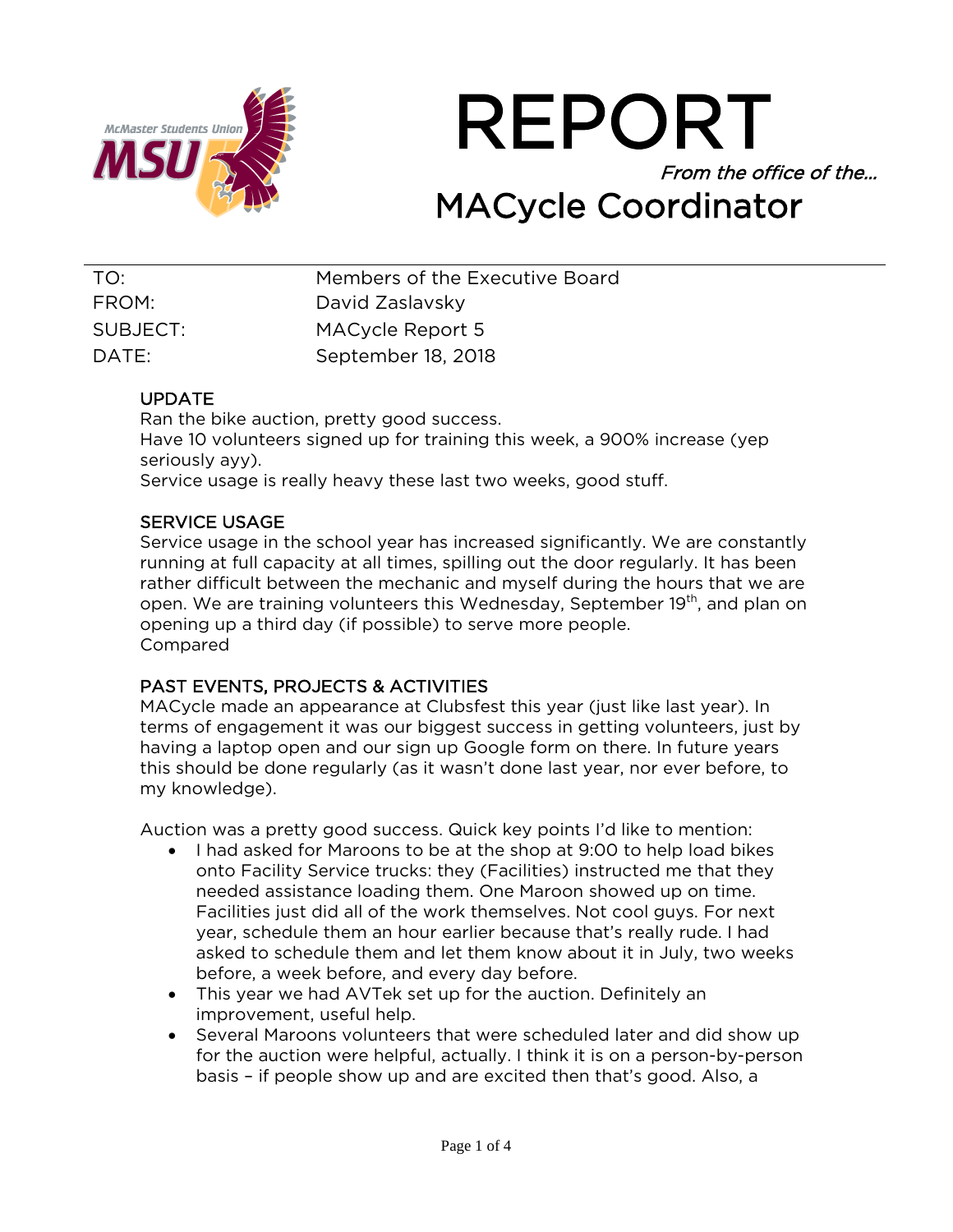# REPORT

*From the office of the…*

## MACycle Coordinator

| | |
|---|---|
| TO: | Members of the Executive Board |
| FROM: | David Zaslavsky |
| SUBJECT: | MACycle Report 5 |
| DATE: | September 18, 2018 |

### UPDATE

Ran the bike auction, pretty good success.
Have 10 volunteers signed up for training this week, a 900% increase (yep seriously ayy).
Service usage is really heavy these last two weeks, good stuff.

### SERVICE USAGE

Service usage in the school year has increased significantly. We are constantly running at full capacity at all times, spilling out the door regularly. It has been rather difficult between the mechanic and myself during the hours that we are open. We are training volunteers this Wednesday, September 19th, and plan on opening up a third day (if possible) to serve more people.
Compared

### PAST EVENTS, PROJECTS & ACTIVITIES

MACycle made an appearance at Clubsfest this year (just like last year). In terms of engagement it was our biggest success in getting volunteers, just by having a laptop open and our sign up Google form on there. In future years this should be done regularly (as it wasn't done last year, nor ever before, to my knowledge).

Auction was a pretty good success. Quick key points I'd like to mention:

- I had asked for Maroons to be at the shop at 9:00 to help load bikes onto Facility Service trucks: they (Facilities) instructed me that they needed assistance loading them. One Maroon showed up on time. Facilities just did all of the work themselves. Not cool guys. For next year, schedule them an hour earlier because that's really rude. I had asked to schedule them and let them know about it in July, two weeks before, a week before, and every day before.
- This year we had AVTek set up for the auction. Definitely an improvement, useful help.
- Several Maroons volunteers that were scheduled later and did show up for the auction were helpful, actually. I think it is on a person-by-person basis – if people show up and are excited then that's good. Also, a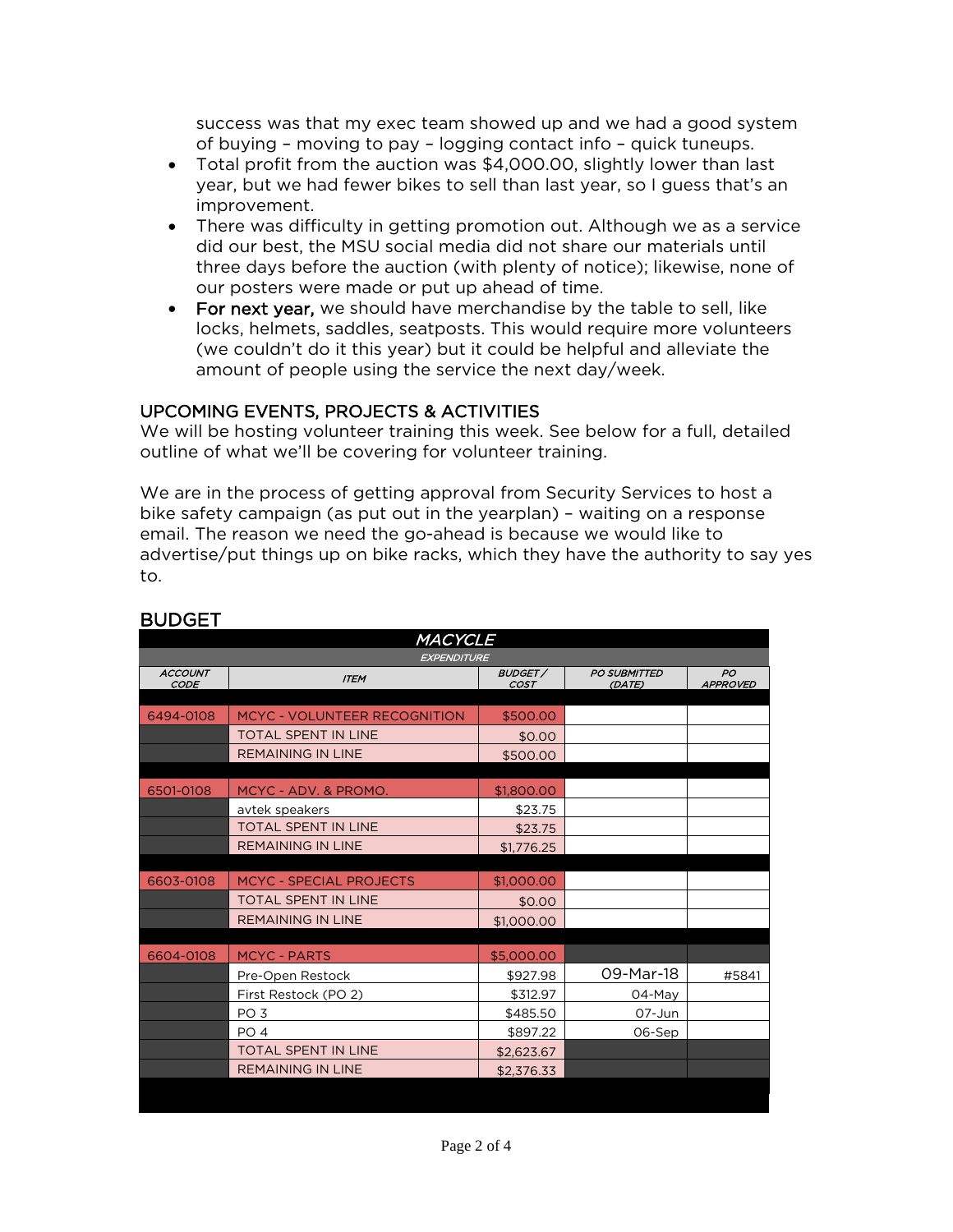success was that my exec team showed up and we had a good system of buying – moving to pay – logging contact info – quick tuneups.

- Total profit from the auction was $4,000.00, slightly lower than last year, but we had fewer bikes to sell than last year, so I guess that's an improvement.
- There was difficulty in getting promotion out. Although we as a service did our best, the MSU social media did not share our materials until three days before the auction (with plenty of notice); likewise, none of our posters were made or put up ahead of time.
- **For next year,** we should have merchandise by the table to sell, like locks, helmets, saddles, seatposts. This would require more volunteers (we couldn't do it this year) but it could be helpful and alleviate the amount of people using the service the next day/week.

## UPCOMING EVENTS, PROJECTS & ACTIVITIES

We will be hosting volunteer training this week. See below for a full, detailed outline of what we'll be covering for volunteer training.

We are in the process of getting approval from Security Services to host a bike safety campaign (as put out in the yearplan) – waiting on a response email. The reason we need the go-ahead is because we would like to advertise/put things up on bike racks, which they have the authority to say yes to.

## BUDGET

| *MACYCLE* | | | | |
|---|---|---|---|---|
| *EXPENDITURE* | | | | |
| *ACCOUNT CODE* | *ITEM* | *BUDGET / COST* | *PO SUBMITTED (DATE)* | *PO APPROVED* |
| 6494-0108 | MCYC - VOLUNTEER RECOGNITION | $500.00 | | |
| | TOTAL SPENT IN LINE | $0.00 | | |
| | REMAINING IN LINE | $500.00 | | |
| 6501-0108 | MCYC - ADV. & PROMO. | $1,800.00 | | |
| | avtek speakers | $23.75 | | |
| | TOTAL SPENT IN LINE | $23.75 | | |
| | REMAINING IN LINE | $1,776.25 | | |
| 6603-0108 | MCYC - SPECIAL PROJECTS | $1,000.00 | | |
| | TOTAL SPENT IN LINE | $0.00 | | |
| | REMAINING IN LINE | $1,000.00 | | |
| 6604-0108 | MCYC - PARTS | $5,000.00 | | |
| | Pre-Open Restock | $927.98 | 09-Mar-18 | #5841 |
| | First Restock (PO 2) | $312.97 | 04-May | |
| | PO 3 | $485.50 | 07-Jun | |
| | PO 4 | $897.22 | 06-Sep | |
| | TOTAL SPENT IN LINE | $2,623.67 | | |
| | REMAINING IN LINE | $2,376.33 | | |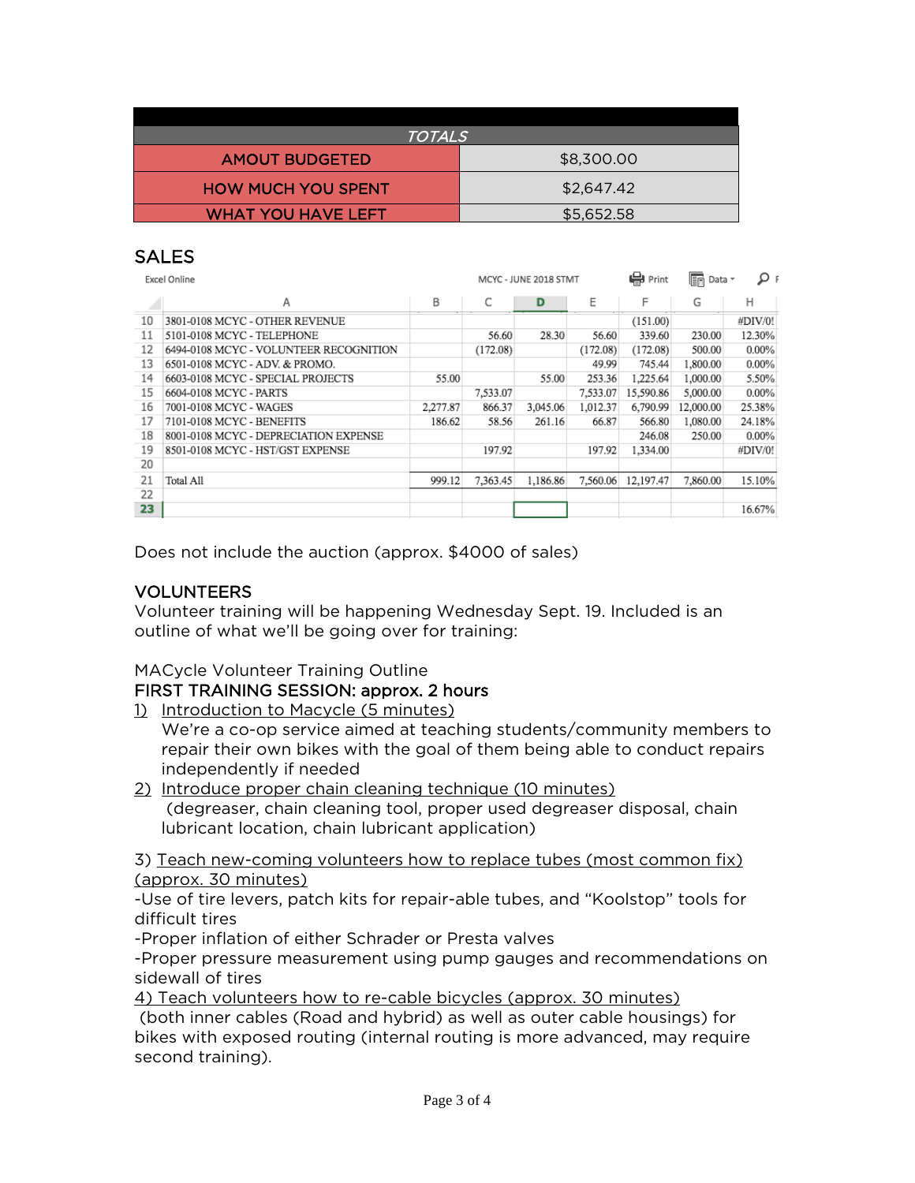| TOTALS | |
|---|---|
| AMOUT BUDGETED | $8,300.00 |
| HOW MUCH YOU SPENT | $2,647.42 |
| WHAT YOU HAVE LEFT | $5,652.58 |

## SALES

Excel Online — MCYC - JUNE 2018 STMT

| | A | B | C | D | E | F | G | H |
|---|---|---|---|---|---|---|---|---|
| 10 | 3801-0108 MCYC - OTHER REVENUE | | | | | (151.00) | | #DIV/0! |
| 11 | 5101-0108 MCYC - TELEPHONE | | 56.60 | 28.30 | 56.60 | 339.60 | 230.00 | 12.30% |
| 12 | 6494-0108 MCYC - VOLUNTEER RECOGNITION | | (172.08) | | (172.08) | (172.08) | 500.00 | 0.00% |
| 13 | 6501-0108 MCYC - ADV. & PROMO. | | | | 49.99 | 745.44 | 1,800.00 | 0.00% |
| 14 | 6603-0108 MCYC - SPECIAL PROJECTS | 55.00 | | 55.00 | 253.36 | 1,225.64 | 1,000.00 | 5.50% |
| 15 | 6604-0108 MCYC - PARTS | | 7,533.07 | | 7,533.07 | 15,590.86 | 5,000.00 | 0.00% |
| 16 | 7001-0108 MCYC - WAGES | 2,277.87 | 866.37 | 3,045.06 | 1,012.37 | 6,790.99 | 12,000.00 | 25.38% |
| 17 | 7101-0108 MCYC - BENEFITS | 186.62 | 58.56 | 261.16 | 66.87 | 566.80 | 1,080.00 | 24.18% |
| 18 | 8001-0108 MCYC - DEPRECIATION EXPENSE | | | | | 246.08 | 250.00 | 0.00% |
| 19 | 8501-0108 MCYC - HST/GST EXPENSE | | 197.92 | | 197.92 | 1,334.00 | | #DIV/0! |
| 20 | | | | | | | | |
| 21 | Total All | 999.12 | 7,363.45 | 1,186.86 | 7,560.06 | 12,197.47 | 7,860.00 | 15.10% |
| 22 | | | | | | | | |
| 23 | | | | | | | | 16.67% |

Does not include the auction (approx. $4000 of sales)

## VOLUNTEERS

Volunteer training will be happening Wednesday Sept. 19. Included is an outline of what we'll be going over for training:

MACycle Volunteer Training Outline

**FIRST TRAINING SESSION: approx. 2 hours**

1) Introduction to Macycle (5 minutes)
   We're a co-op service aimed at teaching students/community members to repair their own bikes with the goal of them being able to conduct repairs independently if needed
2) Introduce proper chain cleaning technique (10 minutes)
   (degreaser, chain cleaning tool, proper used degreaser disposal, chain lubricant location, chain lubricant application)

3) Teach new-coming volunteers how to replace tubes (most common fix) (approx. 30 minutes)

-Use of tire levers, patch kits for repair-able tubes, and "Koolstop" tools for difficult tires

-Proper inflation of either Schrader or Presta valves

-Proper pressure measurement using pump gauges and recommendations on sidewall of tires

4) Teach volunteers how to re-cable bicycles (approx. 30 minutes)

(both inner cables (Road and hybrid) as well as outer cable housings) for bikes with exposed routing (internal routing is more advanced, may require second training).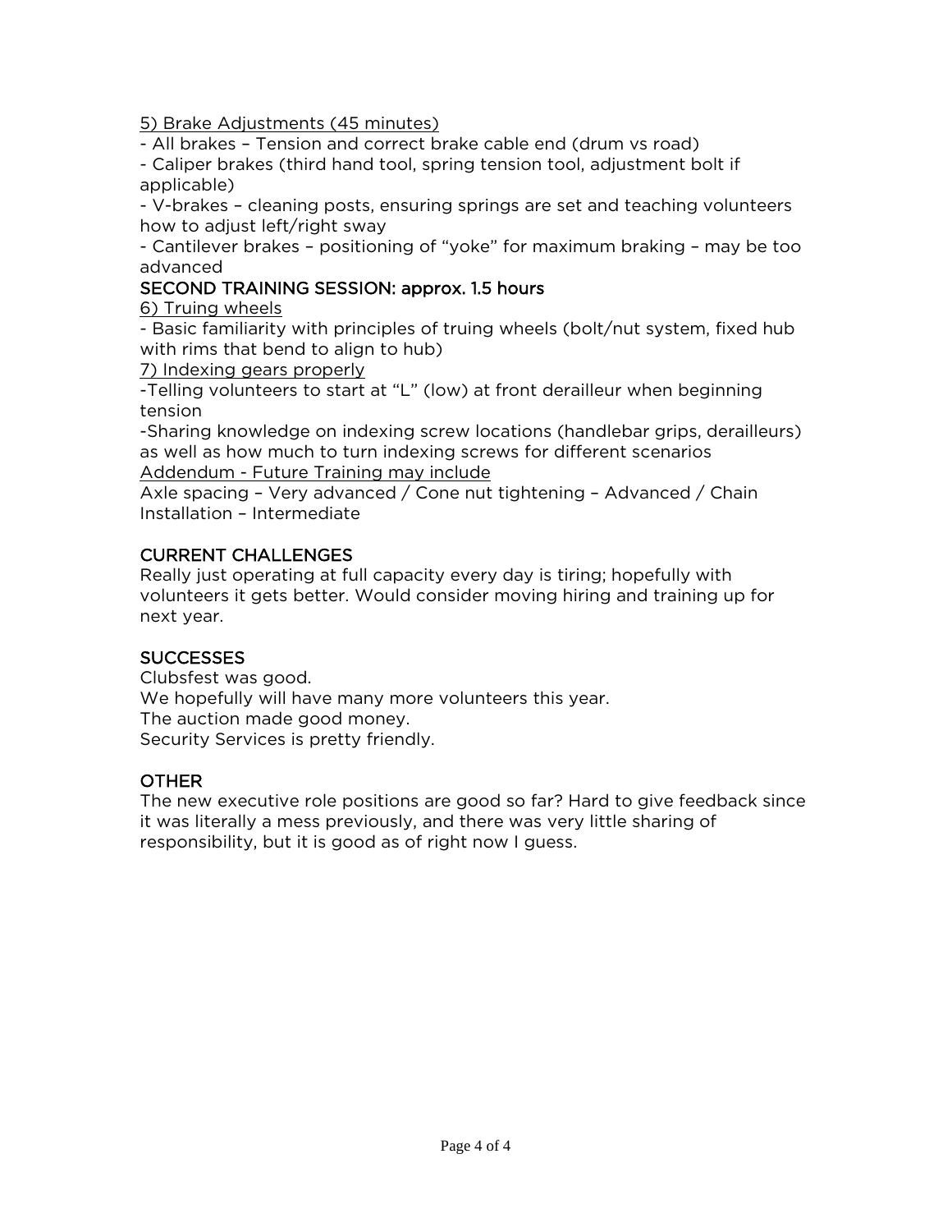<u>5) Brake Adjustments (45 minutes)</u>

- All brakes – Tension and correct brake cable end (drum vs road)
- Caliper brakes (third hand tool, spring tension tool, adjustment bolt if applicable)
- V-brakes – cleaning posts, ensuring springs are set and teaching volunteers how to adjust left/right sway
- Cantilever brakes – positioning of "yoke" for maximum braking – may be too advanced

### SECOND TRAINING SESSION: approx. 1.5 hours

<u>6) Truing wheels</u>

- Basic familiarity with principles of truing wheels (bolt/nut system, fixed hub with rims that bend to align to hub)

<u>7) Indexing gears properly</u>

-Telling volunteers to start at "L" (low) at front derailleur when beginning tension

-Sharing knowledge on indexing screw locations (handlebar grips, derailleurs) as well as how much to turn indexing screws for different scenarios

<u>Addendum - Future Training may include</u>

Axle spacing – Very advanced / Cone nut tightening – Advanced / Chain Installation – Intermediate

## CURRENT CHALLENGES

Really just operating at full capacity every day is tiring; hopefully with volunteers it gets better. Would consider moving hiring and training up for next year.

## SUCCESSES

Clubsfest was good.
We hopefully will have many more volunteers this year.
The auction made good money.
Security Services is pretty friendly.

## OTHER

The new executive role positions are good so far? Hard to give feedback since it was literally a mess previously, and there was very little sharing of responsibility, but it is good as of right now I guess.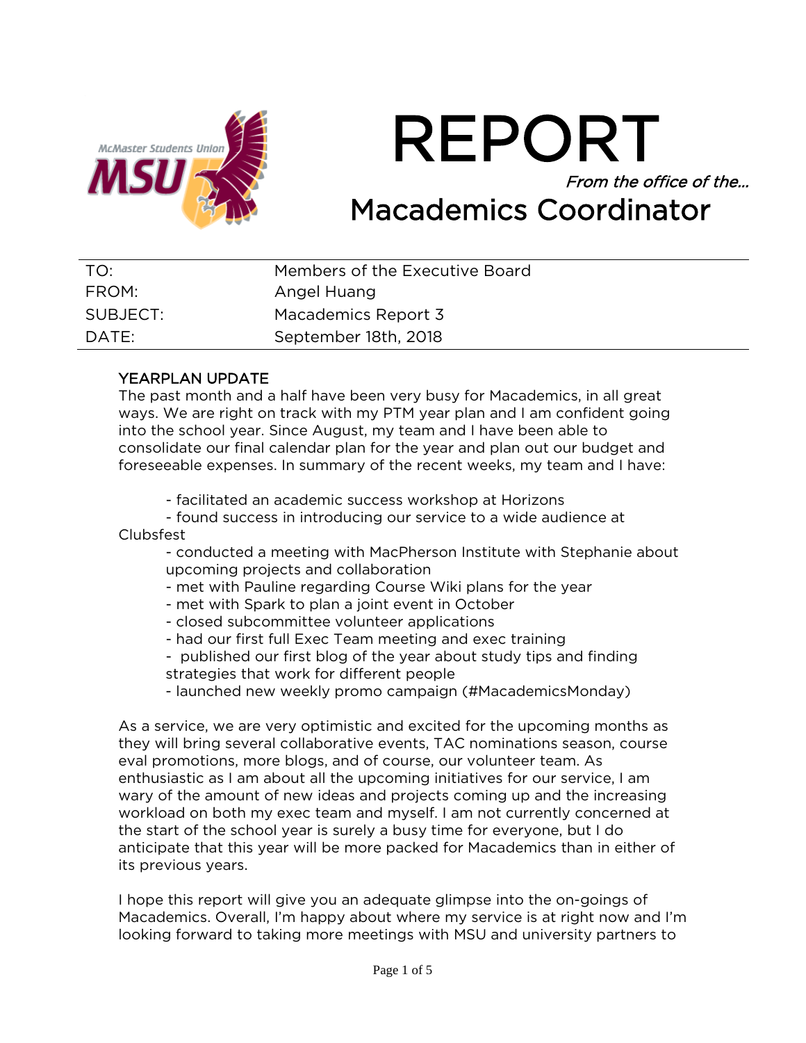# REPORT

*From the office of the…*

## Macademics Coordinator

| | |
|---|---|
| TO: | Members of the Executive Board |
| FROM: | Angel Huang |
| SUBJECT: | Macademics Report 3 |
| DATE: | September 18th, 2018 |

### YEARPLAN UPDATE

The past month and a half have been very busy for Macademics, in all great ways. We are right on track with my PTM year plan and I am confident going into the school year. Since August, my team and I have been able to consolidate our final calendar plan for the year and plan out our budget and foreseeable expenses. In summary of the recent weeks, my team and I have:

- facilitated an academic success workshop at Horizons
- found success in introducing our service to a wide audience at Clubsfest
- conducted a meeting with MacPherson Institute with Stephanie about upcoming projects and collaboration
- met with Pauline regarding Course Wiki plans for the year
- met with Spark to plan a joint event in October
- closed subcommittee volunteer applications
- had our first full Exec Team meeting and exec training
- published our first blog of the year about study tips and finding strategies that work for different people
- launched new weekly promo campaign (#MacademicsMonday)

As a service, we are very optimistic and excited for the upcoming months as they will bring several collaborative events, TAC nominations season, course eval promotions, more blogs, and of course, our volunteer team. As enthusiastic as I am about all the upcoming initiatives for our service, I am wary of the amount of new ideas and projects coming up and the increasing workload on both my exec team and myself. I am not currently concerned at the start of the school year is surely a busy time for everyone, but I do anticipate that this year will be more packed for Macademics than in either of its previous years.

I hope this report will give you an adequate glimpse into the on-goings of Macademics. Overall, I'm happy about where my service is at right now and I'm looking forward to taking more meetings with MSU and university partners to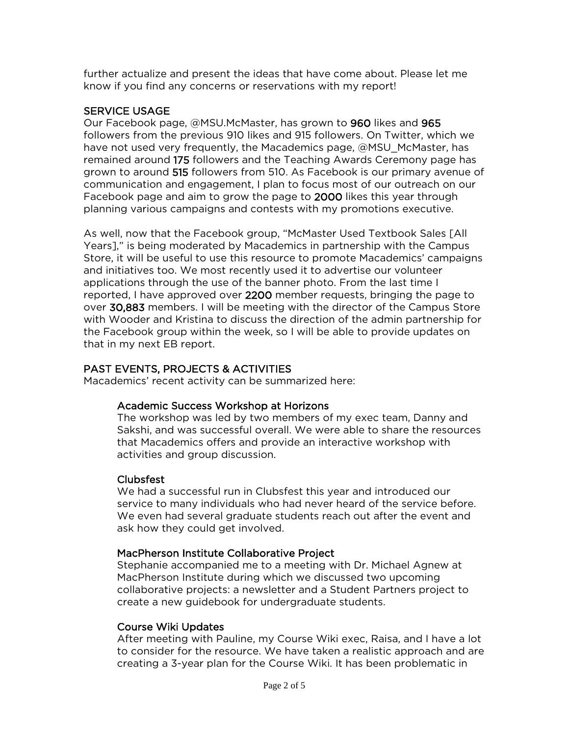further actualize and present the ideas that have come about. Please let me know if you find any concerns or reservations with my report!

## SERVICE USAGE

Our Facebook page, @MSU.McMaster, has grown to **960** likes and **965** followers from the previous 910 likes and 915 followers. On Twitter, which we have not used very frequently, the Macademics page, @MSU_McMaster, has remained around **175** followers and the Teaching Awards Ceremony page has grown to around **515** followers from 510. As Facebook is our primary avenue of communication and engagement, I plan to focus most of our outreach on our Facebook page and aim to grow the page to **2000** likes this year through planning various campaigns and contests with my promotions executive.

As well, now that the Facebook group, "McMaster Used Textbook Sales [All Years]," is being moderated by Macademics in partnership with the Campus Store, it will be useful to use this resource to promote Macademics' campaigns and initiatives too. We most recently used it to advertise our volunteer applications through the use of the banner photo. From the last time I reported, I have approved over **2200** member requests, bringing the page to over **30,883** members. I will be meeting with the director of the Campus Store with Wooder and Kristina to discuss the direction of the admin partnership for the Facebook group within the week, so I will be able to provide updates on that in my next EB report.

## PAST EVENTS, PROJECTS & ACTIVITIES

Macademics' recent activity can be summarized here:

### Academic Success Workshop at Horizons

The workshop was led by two members of my exec team, Danny and Sakshi, and was successful overall. We were able to share the resources that Macademics offers and provide an interactive workshop with activities and group discussion.

### Clubsfest

We had a successful run in Clubsfest this year and introduced our service to many individuals who had never heard of the service before. We even had several graduate students reach out after the event and ask how they could get involved.

### MacPherson Institute Collaborative Project

Stephanie accompanied me to a meeting with Dr. Michael Agnew at MacPherson Institute during which we discussed two upcoming collaborative projects: a newsletter and a Student Partners project to create a new guidebook for undergraduate students.

### Course Wiki Updates

After meeting with Pauline, my Course Wiki exec, Raisa, and I have a lot to consider for the resource. We have taken a realistic approach and are creating a 3-year plan for the Course Wiki. It has been problematic in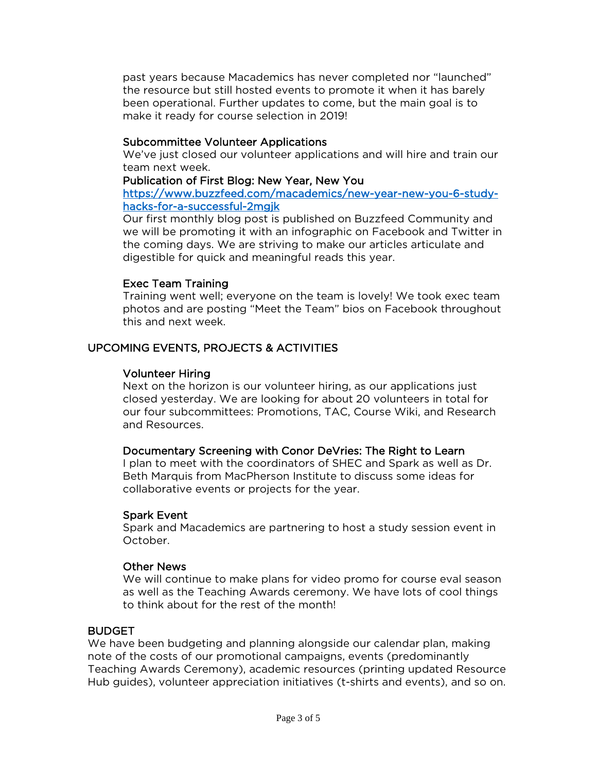past years because Macademics has never completed nor "launched" the resource but still hosted events to promote it when it has barely been operational. Further updates to come, but the main goal is to make it ready for course selection in 2019!

### Subcommittee Volunteer Applications

We've just closed our volunteer applications and will hire and train our team next week.

### Publication of First Blog: New Year, New You

[https://www.buzzfeed.com/macademics/new-year-new-you-6-study-hacks-for-a-successful-2mgjk](https://www.buzzfeed.com/macademics/new-year-new-you-6-study-hacks-for-a-successful-2mgjk)

Our first monthly blog post is published on Buzzfeed Community and we will be promoting it with an infographic on Facebook and Twitter in the coming days. We are striving to make our articles articulate and digestible for quick and meaningful reads this year.

### Exec Team Training

Training went well; everyone on the team is lovely! We took exec team photos and are posting "Meet the Team" bios on Facebook throughout this and next week.

## UPCOMING EVENTS, PROJECTS & ACTIVITIES

### Volunteer Hiring

Next on the horizon is our volunteer hiring, as our applications just closed yesterday. We are looking for about 20 volunteers in total for our four subcommittees: Promotions, TAC, Course Wiki, and Research and Resources.

### Documentary Screening with Conor DeVries: The Right to Learn

I plan to meet with the coordinators of SHEC and Spark as well as Dr. Beth Marquis from MacPherson Institute to discuss some ideas for collaborative events or projects for the year.

### Spark Event

Spark and Macademics are partnering to host a study session event in October.

### Other News

We will continue to make plans for video promo for course eval season as well as the Teaching Awards ceremony. We have lots of cool things to think about for the rest of the month!

## BUDGET

We have been budgeting and planning alongside our calendar plan, making note of the costs of our promotional campaigns, events (predominantly Teaching Awards Ceremony), academic resources (printing updated Resource Hub guides), volunteer appreciation initiatives (t-shirts and events), and so on.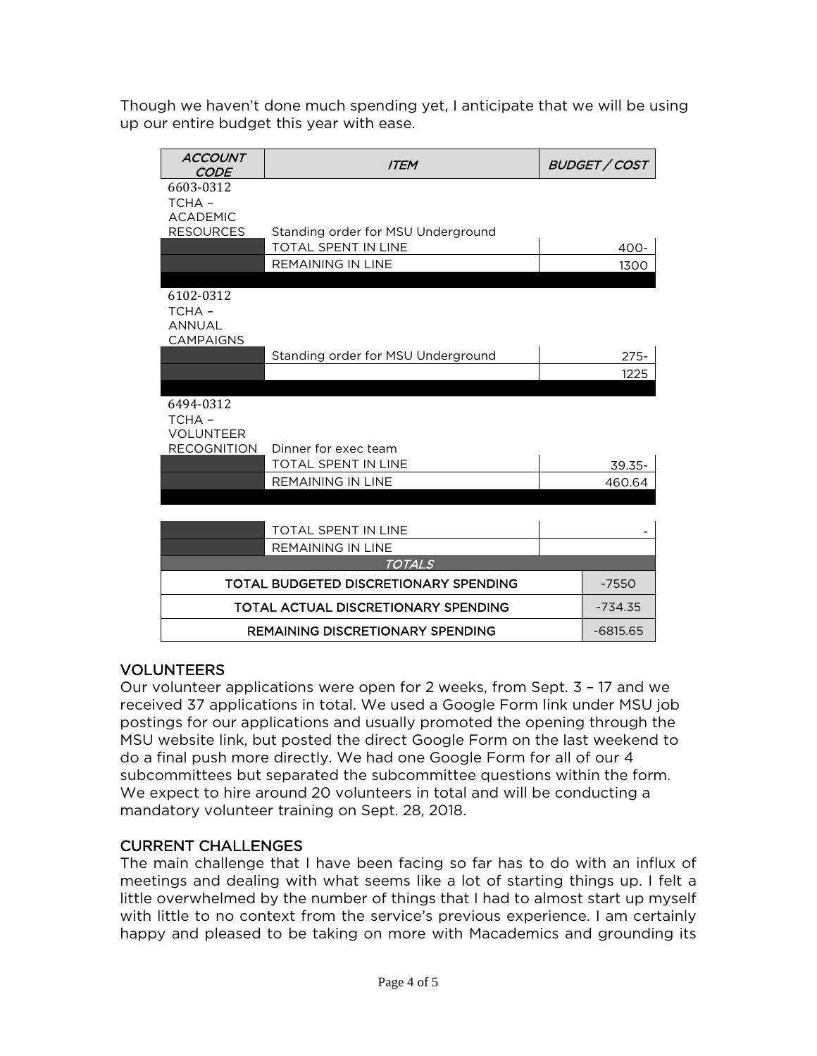Though we haven't done much spending yet, I anticipate that we will be using up our entire budget this year with ease.

| *ACCOUNT CODE* | *ITEM* | *BUDGET / COST* |
|---|---|---|
| 6603-0312 TCHA – ACADEMIC RESOURCES | Standing order for MSU Underground | |
| | TOTAL SPENT IN LINE | 400- |
| | REMAINING IN LINE | 1300 |
| 6102-0312 TCHA – ANNUAL CAMPAIGNS | | |
| | Standing order for MSU Underground | 275- |
| | | 1225 |
| 6494-0312 TCHA – VOLUNTEER RECOGNITION | Dinner for exec team | |
| | TOTAL SPENT IN LINE | 39.35- |
| | REMAINING IN LINE | 460.64 |
| | TOTAL SPENT IN LINE | - |
| | REMAINING IN LINE | |
| *TOTALS* | | |
| TOTAL BUDGETED DISCRETIONARY SPENDING | | -7550 |
| TOTAL ACTUAL DISCRETIONARY SPENDING | | -734.35 |
| REMAINING DISCRETIONARY SPENDING | | -6815.65 |

## VOLUNTEERS

Our volunteer applications were open for 2 weeks, from Sept. 3 – 17 and we received 37 applications in total. We used a Google Form link under MSU job postings for our applications and usually promoted the opening through the MSU website link, but posted the direct Google Form on the last weekend to do a final push more directly. We had one Google Form for all of our 4 subcommittees but separated the subcommittee questions within the form. We expect to hire around 20 volunteers in total and will be conducting a mandatory volunteer training on Sept. 28, 2018.

## CURRENT CHALLENGES

The main challenge that I have been facing so far has to do with an influx of meetings and dealing with what seems like a lot of starting things up. I felt a little overwhelmed by the number of things that I had to almost start up myself with little to no context from the service's previous experience. I am certainly happy and pleased to be taking on more with Macademics and grounding its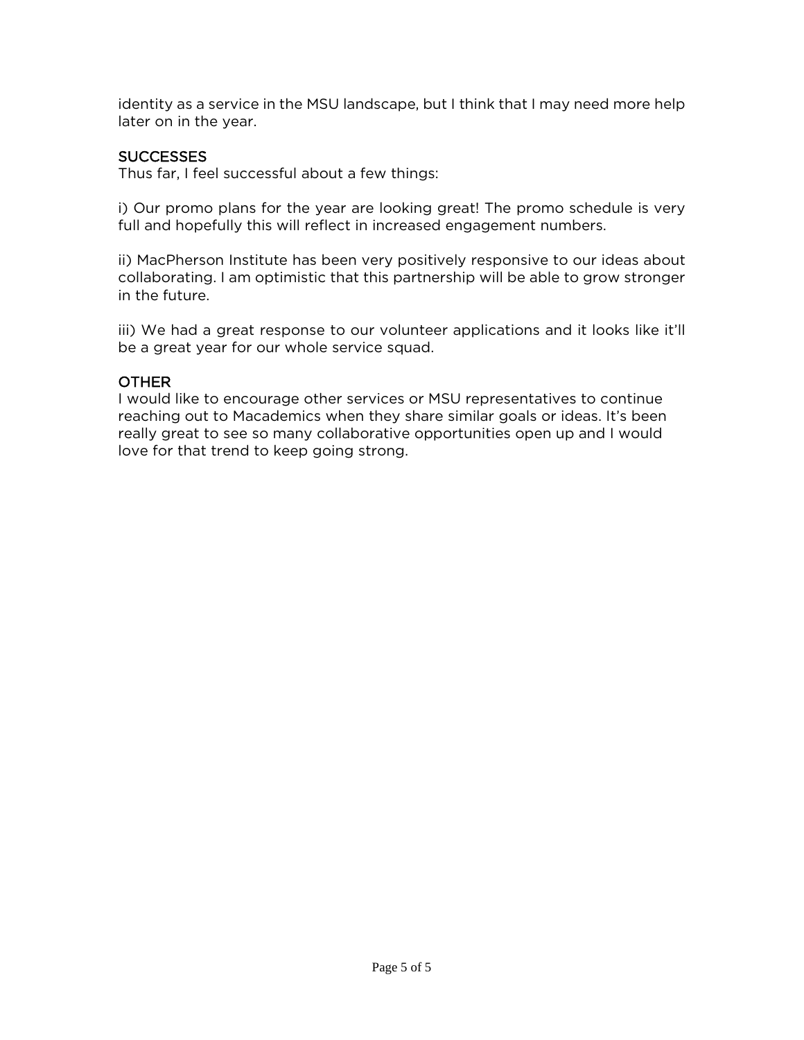identity as a service in the MSU landscape, but I think that I may need more help later on in the year.

## SUCCESSES

Thus far, I feel successful about a few things:

i) Our promo plans for the year are looking great! The promo schedule is very full and hopefully this will reflect in increased engagement numbers.

ii) MacPherson Institute has been very positively responsive to our ideas about collaborating. I am optimistic that this partnership will be able to grow stronger in the future.

iii) We had a great response to our volunteer applications and it looks like it'll be a great year for our whole service squad.

## OTHER

I would like to encourage other services or MSU representatives to continue reaching out to Macademics when they share similar goals or ideas. It's been really great to see so many collaborative opportunities open up and I would love for that trend to keep going strong.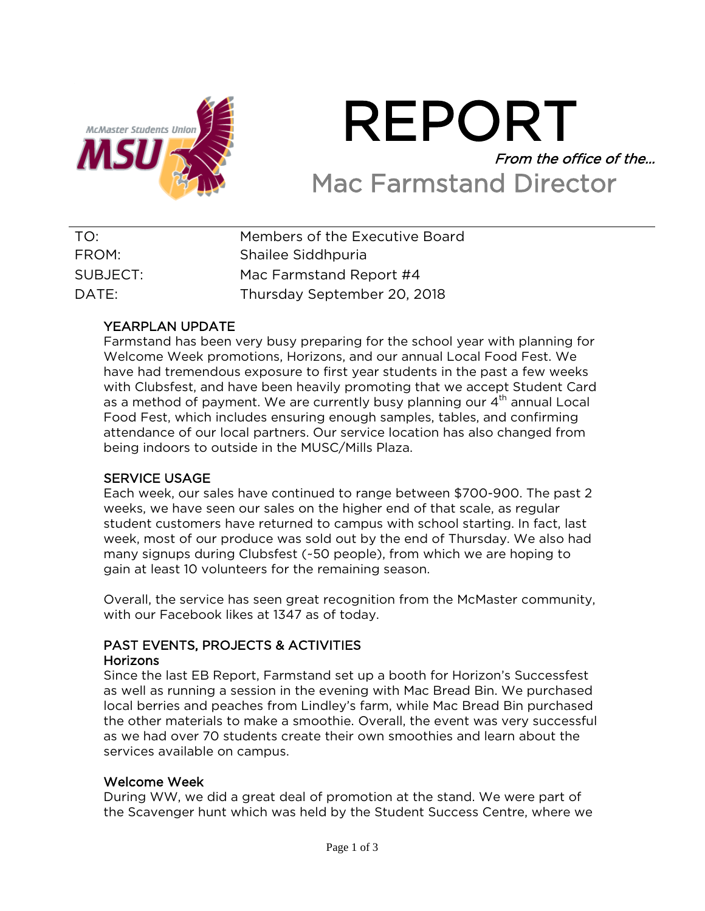# REPORT

*From the office of the...*

## Mac Farmstand Director

| | |
|---|---|
| TO: | Members of the Executive Board |
| FROM: | Shailee Siddhpuria |
| SUBJECT: | Mac Farmstand Report #4 |
| DATE: | Thursday September 20, 2018 |

### YEARPLAN UPDATE

Farmstand has been very busy preparing for the school year with planning for Welcome Week promotions, Horizons, and our annual Local Food Fest. We have had tremendous exposure to first year students in the past a few weeks with Clubsfest, and have been heavily promoting that we accept Student Card as a method of payment. We are currently busy planning our 4th annual Local Food Fest, which includes ensuring enough samples, tables, and confirming attendance of our local partners. Our service location has also changed from being indoors to outside in the MUSC/Mills Plaza.

### SERVICE USAGE

Each week, our sales have continued to range between $700-900. The past 2 weeks, we have seen our sales on the higher end of that scale, as regular student customers have returned to campus with school starting. In fact, last week, most of our produce was sold out by the end of Thursday. We also had many signups during Clubsfest (~50 people), from which we are hoping to gain at least 10 volunteers for the remaining season.

Overall, the service has seen great recognition from the McMaster community, with our Facebook likes at 1347 as of today.

### PAST EVENTS, PROJECTS & ACTIVITIES

#### Horizons

Since the last EB Report, Farmstand set up a booth for Horizon's Successfest as well as running a session in the evening with Mac Bread Bin. We purchased local berries and peaches from Lindley's farm, while Mac Bread Bin purchased the other materials to make a smoothie. Overall, the event was very successful as we had over 70 students create their own smoothies and learn about the services available on campus.

#### Welcome Week

During WW, we did a great deal of promotion at the stand. We were part of the Scavenger hunt which was held by the Student Success Centre, where we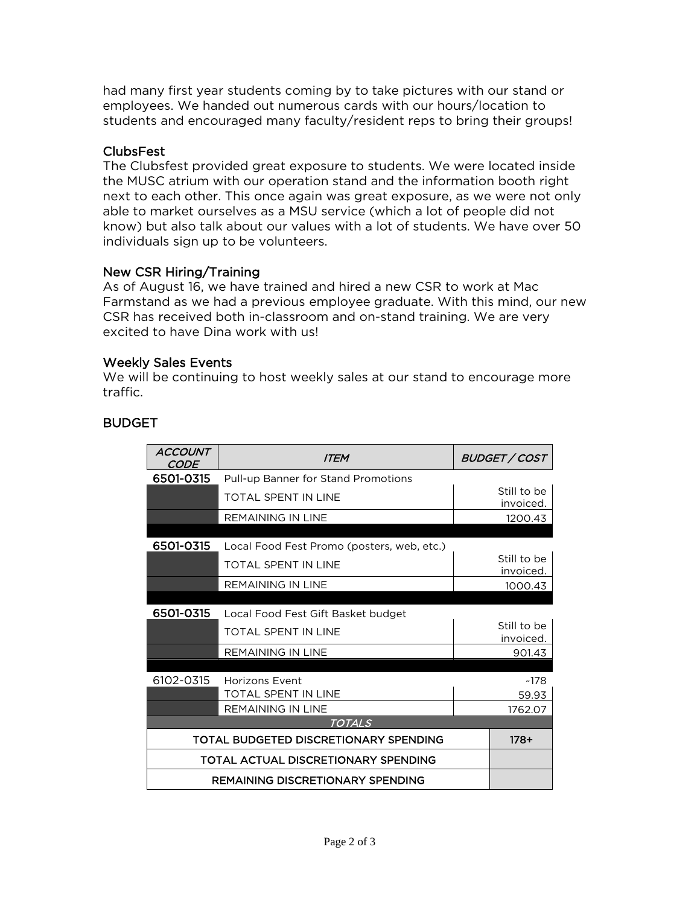had many first year students coming by to take pictures with our stand or employees. We handed out numerous cards with our hours/location to students and encouraged many faculty/resident reps to bring their groups!

### ClubsFest

The Clubsfest provided great exposure to students. We were located inside the MUSC atrium with our operation stand and the information booth right next to each other. This once again was great exposure, as we were not only able to market ourselves as a MSU service (which a lot of people did not know) but also talk about our values with a lot of students. We have over 50 individuals sign up to be volunteers.

### New CSR Hiring/Training

As of August 16, we have trained and hired a new CSR to work at Mac Farmstand as we had a previous employee graduate. With this mind, our new CSR has received both in-classroom and on-stand training. We are very excited to have Dina work with us!

### Weekly Sales Events

We will be continuing to host weekly sales at our stand to encourage more traffic.

## BUDGET

| *ACCOUNT CODE* | *ITEM* | *BUDGET / COST* |
|---|---|---|
| **6501-0315** | Pull-up Banner for Stand Promotions | |
| | TOTAL SPENT IN LINE | Still to be invoiced. |
| | REMAINING IN LINE | 1200.43 |
| | | |
| **6501-0315** | Local Food Fest Promo (posters, web, etc.) | |
| | TOTAL SPENT IN LINE | Still to be invoiced. |
| | REMAINING IN LINE | 1000.43 |
| | | |
| **6501-0315** | Local Food Fest Gift Basket budget | |
| | TOTAL SPENT IN LINE | Still to be invoiced. |
| | REMAINING IN LINE | 901.43 |
| | | |
| 6102-0315 | Horizons Event | ~178 |
| | TOTAL SPENT IN LINE | 59.93 |
| | REMAINING IN LINE | 1762.07 |
| | *TOTALS* | |
| | TOTAL BUDGETED DISCRETIONARY SPENDING | 178+ |
| | TOTAL ACTUAL DISCRETIONARY SPENDING | |
| | REMAINING DISCRETIONARY SPENDING | |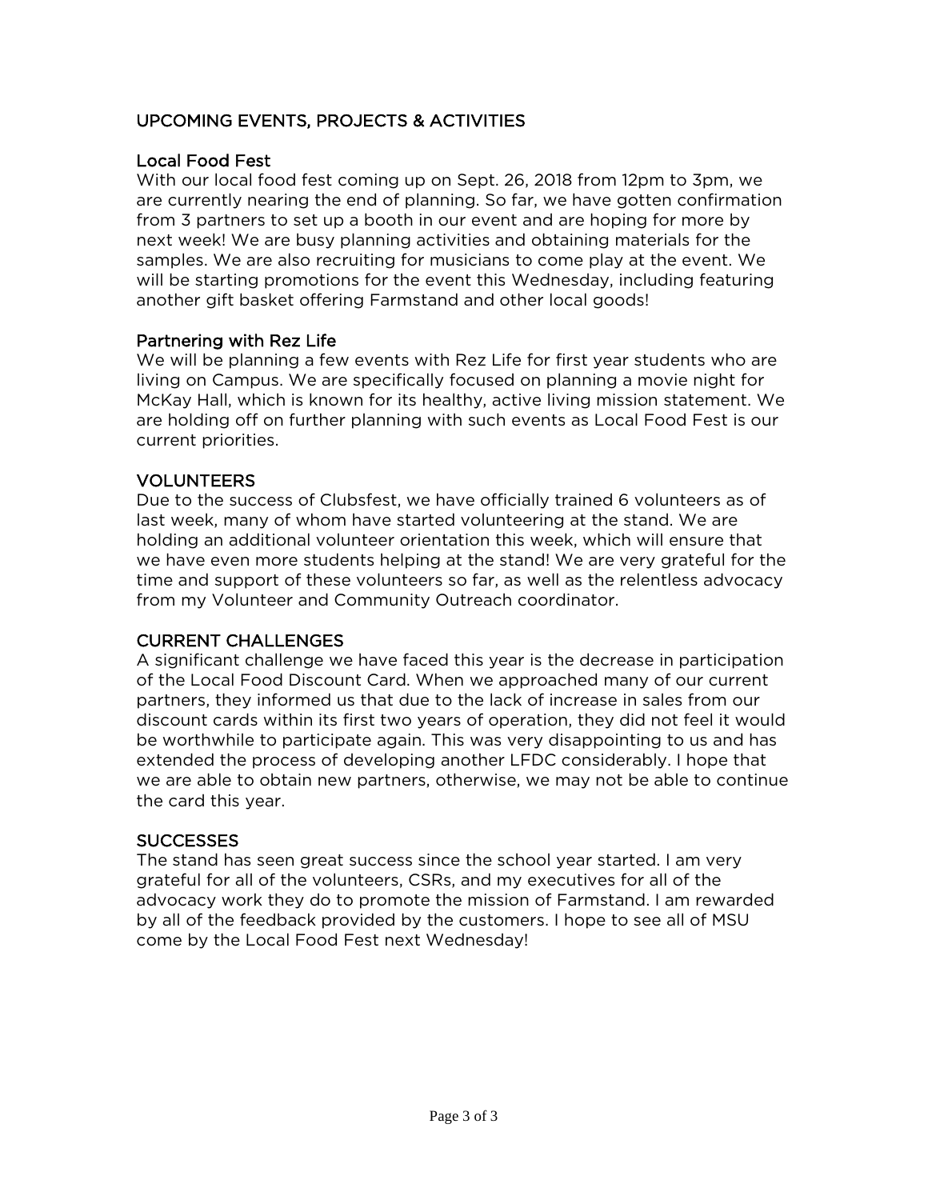## UPCOMING EVENTS, PROJECTS & ACTIVITIES

### Local Food Fest

With our local food fest coming up on Sept. 26, 2018 from 12pm to 3pm, we are currently nearing the end of planning. So far, we have gotten confirmation from 3 partners to set up a booth in our event and are hoping for more by next week! We are busy planning activities and obtaining materials for the samples. We are also recruiting for musicians to come play at the event. We will be starting promotions for the event this Wednesday, including featuring another gift basket offering Farmstand and other local goods!

### Partnering with Rez Life

We will be planning a few events with Rez Life for first year students who are living on Campus. We are specifically focused on planning a movie night for McKay Hall, which is known for its healthy, active living mission statement. We are holding off on further planning with such events as Local Food Fest is our current priorities.

## VOLUNTEERS

Due to the success of Clubsfest, we have officially trained 6 volunteers as of last week, many of whom have started volunteering at the stand. We are holding an additional volunteer orientation this week, which will ensure that we have even more students helping at the stand! We are very grateful for the time and support of these volunteers so far, as well as the relentless advocacy from my Volunteer and Community Outreach coordinator.

## CURRENT CHALLENGES

A significant challenge we have faced this year is the decrease in participation of the Local Food Discount Card. When we approached many of our current partners, they informed us that due to the lack of increase in sales from our discount cards within its first two years of operation, they did not feel it would be worthwhile to participate again. This was very disappointing to us and has extended the process of developing another LFDC considerably. I hope that we are able to obtain new partners, otherwise, we may not be able to continue the card this year.

## SUCCESSES

The stand has seen great success since the school year started. I am very grateful for all of the volunteers, CSRs, and my executives for all of the advocacy work they do to promote the mission of Farmstand. I am rewarded by all of the feedback provided by the customers. I hope to see all of MSU come by the Local Food Fest next Wednesday!